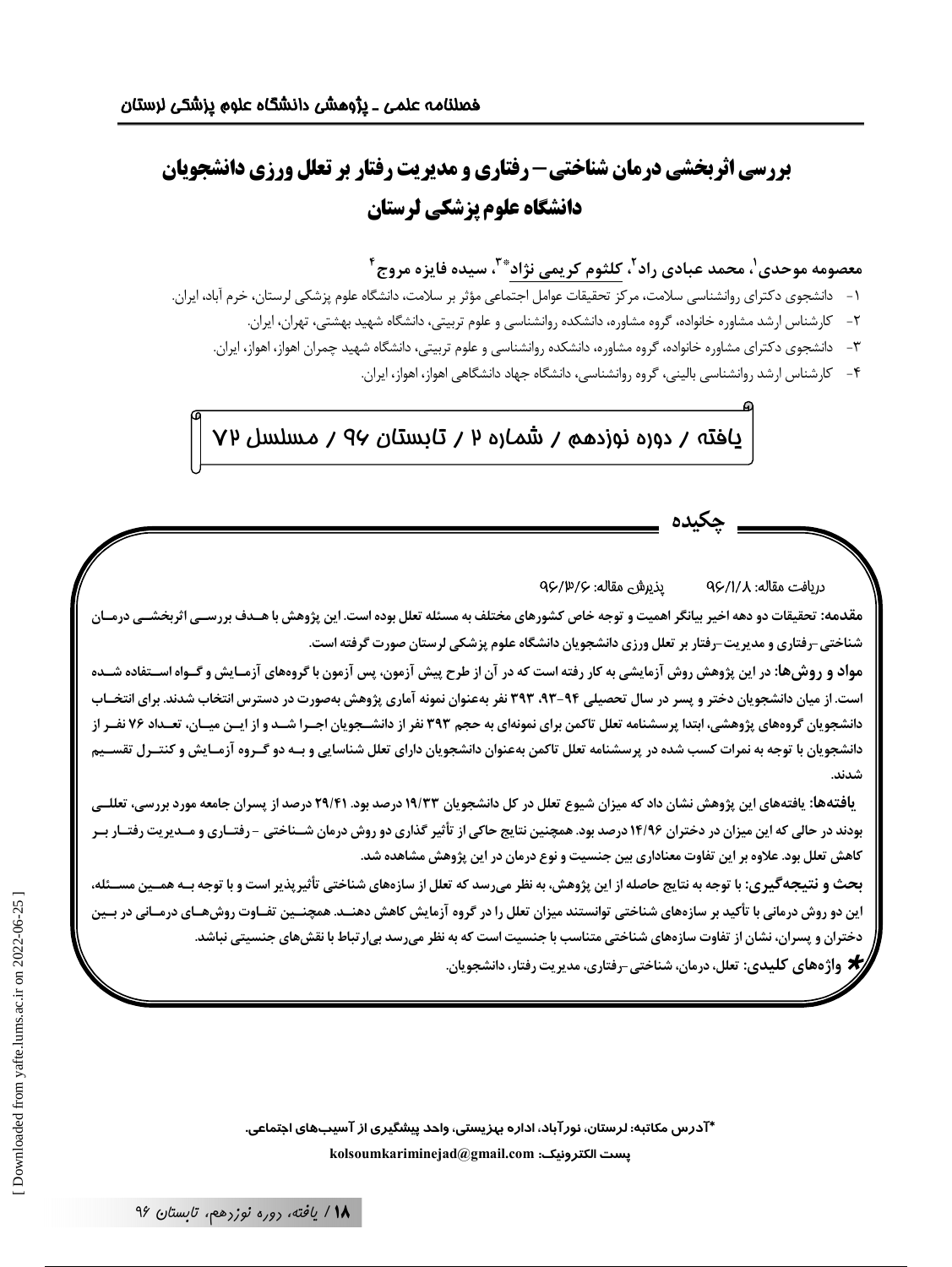# بررسی اثربخشی درمان شناختی– رفتاری و مدیریت رفتار بر تعلل ورزی دانشجویان دانشگاه علوم پزشکی لرستان

**معصومه موحدی[1]، محمد عبادی راد[2]، کلثوم کریمی نژاد*[3]، سیده فایزه مروج[4]**

۱- دانشجوی دکترای روانشناسی سلامت، مرکز تحقیقات عوامل اجتماعی مؤثر بر سلامت، دانشگاه علوم پزشکی لرستان، خرم آباد، ایران.

۲- کارشناس ارشد مشاوره خانواده، گروه مشاوره، دانشکده روانشناسی و علوم تربیتی، دانشگاه شهید بهشتی، تهران، ایران.

۳- دانشجوی دکترای مشاوره خانواده، گروه مشاوره، دانشکده روانشناسی و علوم تربیتی، دانشگاه شهید چمران اهواز، اهواز، ایران.

۴- کارشناس ارشد روانشناسی بالینی، گروه روانشناسی، دانشگاه جهاد دانشگاهی اهواز، اهواز، ایران.

یافته / دوره نوزدهم / شماره ۲ / تابستان ۹۶ / مسلسل ۷۲

## چکیده

دریافت مقاله: ۹۶/۱/۸ پذیرش مقاله: ۹۶/۳/۶

**مقدمه:** تحقیقات دو دهه اخیر بیانگر اهمیت و توجه خاص کشورهای مختلف به مسئله تعلل بوده است. این پژوهش با هدف بررسی اثربخشی درمان شناختی-رفتاری و مدیریت-رفتار بر تعلل ورزی دانشجویان دانشگاه علوم پزشکی لرستان صورت گرفته است.

**مواد و روش‌ها:** در این پژوهش روش آزمایشی به کار رفته است که در آن از طرح پیش آزمون، پس آزمون با گروه‌های آزمایش و گواه استفاده شده است. از میان دانشجویان دختر و پسر در سال تحصیلی ۹۴-۹۳، ۳۹۳ نفر به‌عنوان نمونه آماری پژوهش به‌صورت در دسترس انتخاب شدند. برای انتخاب دانشجویان گروه‌های پژوهشی، ابتدا پرسشنامه تعلل تاکمن برای نمونه‌ای به حجم ۳۹۳ نفر از دانشجویان اجرا شد و از این میان، تعداد ۷۶ نفر از دانشجویان با توجه به نمرات کسب شده در پرسشنامه تعلل تاکمن به‌عنوان دانشجویان دارای تعلل شناسایی و به دو گروه آزمایش و کنترل تقسیم شدند.

**یافته‌ها:** یافته‌های این پژوهش نشان داد که میزان شیوع تعلل در کل دانشجویان ۱۹/۳۳ درصد بود. ۲۹/۴۱ درصد از پسران جامعه مورد بررسی، تعللی بودند در حالی که این میزان در دختران ۱۴/۹۶ درصد بود. همچنین نتایج حاکی از تأثیر گذاری دو روش درمان شناختی - رفتاری و مدیریت رفتار بر کاهش تعلل بود. علاوه بر این تفاوت معناداری بین جنسیت و نوع درمان در این پژوهش مشاهده شد.

**بحث و نتیجه‌گیری:** با توجه به نتایج حاصله از این پژوهش، به نظر می‌رسد که تعلل از سازه‌های شناختی تأثیرپذیر است و با توجه به همین مسئله، این دو روش درمانی با تأکید بر سازه‌های شناختی توانستند میزان تعلل را در گروه آزمایش کاهش دهند. همچنین تفاوت روش‌های درمانی در بین دختران و پسران، نشان از تفاوت سازه‌های شناختی متناسب با جنسیت است که به نظر می‌رسد بی‌ارتباط با نقش‌های جنسیتی نباشد.

**واژه‌های کلیدی:** تعلل، درمان، شناختی-رفتاری، مدیریت رفتار، دانشجویان.

*آدرس مکاتبه: لرستان، نورآباد، اداره بهزیستی، واحد پیشگیری از آسیب‌های اجتماعی.

پست الکترونیک: kolsoumkariminejad@gmail.com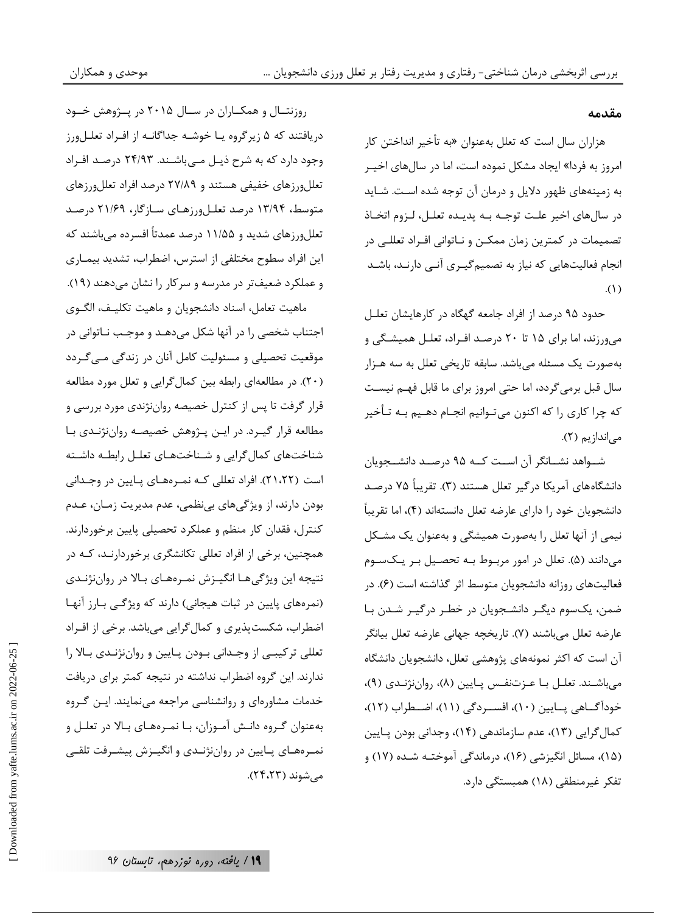## مقدمه

هزاران سال است که تعلل به‌عنوان «به تأخیر انداختن کار امروز به فردا» ایجاد مشکل نموده است، اما در سال‌های اخیر به زمینه‌های ظهور دلایل و درمان آن توجه شده است. شاید در سال‌های اخیر علت توجه به پدیده تعلل، لزوم اتخاذ تصمیمات در کمترین زمان ممکن و ناتوانی افراد تعللی در انجام فعالیت‌هایی که نیاز به تصمیم‌گیری آنی دارند، باشد (۱).

حدود ۹۵ درصد از افراد جامعه گهگاه در کارهایشان تعلل می‌ورزند، اما برای ۱۵ تا ۲۰ درصد افراد، تعلل همیشگی و به‌صورت یک مسئله می‌باشد. سابقه تاریخی تعلل به سه هزار سال قبل برمی‌گردد، اما حتی امروز برای ما قابل فهم نیست که چرا کاری را که اکنون می‌توانیم انجام دهیم به تأخیر می‌اندازیم (۲).

شواهد نشانگر آن است که ۹۵ درصد دانشجویان دانشگاه‌های آمریکا درگیر تعلل هستند (۳). تقریباً ۷۵ درصد دانشجویان خود را دارای عارضه تعلل دانسته‌اند (۴)، اما تقریباً نیمی از آنها تعلل را به‌صورت همیشگی و به‌عنوان یک مشکل می‌دانند (۵). تعلل در امور مربوط به تحصیل بر یک‌سوم فعالیت‌های روزانه دانشجویان متوسط اثر گذاشته است (۶). در ضمن، یک‌سوم دیگر دانشجویان در خطر درگیر شدن با عارضه تعلل می‌باشند (۷). تاریخچه جهانی عارضه تعلل بیانگر آن است که اکثر نمونه‌های پژوهشی تعلل، دانشجویان دانشگاه می‌باشند. تعلل با عزت‌نفس پایین (۸)، روان‌نژندی (۹)، خودآگاهی پایین (۱۰)، افسردگی (۱۱)، اضطراب (۱۲)، کمال‌گرایی (۱۳)، عدم سازماندهی (۱۴)، وجدانی بودن پایین (۱۵)، مسائل انگیزشی (۱۶)، درماندگی آموخته شده (۱۷) و تفکر غیرمنطقی (۱۸) همبستگی دارد.

روزنتال و همکاران در سال ۲۰۱۵ در پژوهش خود دریافتند که ۵ زیرگروه یا خوشه جداگانه از افراد تعلل‌ورز وجود دارد که به شرح ذیل می‌باشند. ۲۴/۹۳ درصد افراد تعلل‌ورزهای خفیفی هستند و ۲۷/۸۹ درصد افراد تعلل‌ورزهای متوسط، ۱۳/۹۴ درصد تعلل‌ورزهای سازگار، ۲۱/۶۹ درصد تعلل‌ورزهای شدید و ۱۱/۵۵ درصد عمدتاً افسرده می‌باشند که این افراد سطوح مختلفی از استرس، اضطراب، تشدید بیماری و عملکرد ضعیف‌تر در مدرسه و سرکار را نشان می‌دهند (۱۹).

ماهیت تعامل، اسناد دانشجویان و ماهیت تکلیف، الگوی اجتناب شخصی را در آنها شکل می‌دهد و موجب ناتوانی در موقعیت تحصیلی و مسئولیت کامل آنان در زندگی می‌گردد (۲۰). در مطالعه‌ای رابطه بین کمال‌گرایی و تعلل مورد مطالعه قرار گرفت تا پس از کنترل خصیصه روان‌نژندی مورد بررسی و مطالعه قرار گیرد. در این پژوهش خصیصه روان‌نژندی با شناخت‌های کمال‌گرایی و شناخت‌های تعلل رابطه داشته است (۲۱،۲۲). افراد تعللی که نمره‌های پایین در وجدانی بودن دارند، از ویژگی‌های بی‌نظمی، عدم مدیریت زمان، عدم کنترل، فقدان کار منظم و عملکرد تحصیلی پایین برخوردارند. همچنین، برخی از افراد تعللی تکانشگری برخوردارند، که در نتیجه این ویژگی‌ها انگیزش نمره‌های بالا در روان‌نژندی (نمره‌های پایین در ثبات هیجانی) دارند که ویژگی بارز آنها اضطراب، شکست‌پذیری و کمال‌گرایی می‌باشد. برخی از افراد تعللی ترکیبی از وجدانی بودن پایین و روان‌نژندی بالا را ندارند. این گروه اضطراب نداشته در نتیجه کمتر برای دریافت خدمات مشاوره‌ای و روانشناسی مراجعه می‌نمایند. این گروه به‌عنوان گروه دانش آموزان، با نمره‌های بالا در تعلل و نمره‌های پایین در روان‌نژندی و انگیزش پیشرفت تلقی می‌شوند (۲۴،۲۳).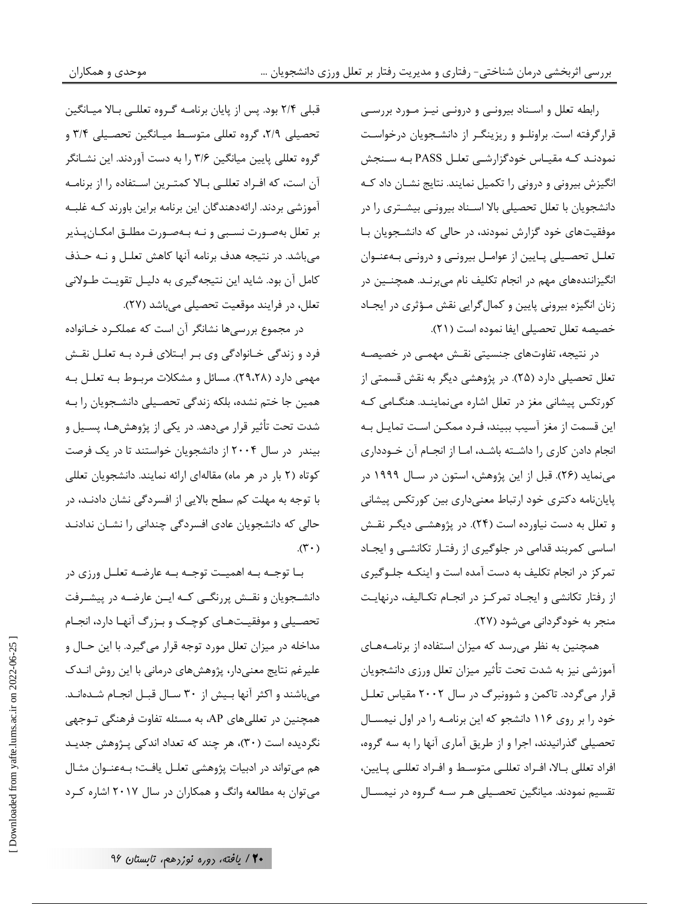رابطه تعلل و اسناد بیرونی و درونی نیز مورد بررسی قرارگرفته است. براونلو و ریزینگر از دانشجویان درخواست نمودند که مقیاس خودگزارشی تعلل PASS به سنجش انگیزش بیرونی و درونی را تکمیل نمایند. نتایج نشان داد که دانشجویان با تعلل تحصیلی بالا اسناد بیرونی بیشتری را در موفقیت‌های خود گزارش نمودند، در حالی که دانشجویان با تعلل تحصیلی پایین از عوامل بیرونی و درونی به‌عنوان انگیزاننده‌های مهم در انجام تکلیف نام می‌برند. همچنین در زنان انگیزه بیرونی پایین و کمال‌گرایی نقش مؤثری در ایجاد خصیصه تعلل تحصیلی ایفا نموده است (۲۱).

در نتیجه، تفاوت‌های جنسیتی نقش مهمی در خصیصه تعلل تحصیلی دارد (۲۵). در پژوهشی دیگر به نقش قسمتی از کورتکس پیشانی مغز در تعلل اشاره می‌نمایند. هنگامی که این قسمت از مغز آسیب ببیند، فرد ممکن است تمایل به انجام دادن کاری را داشته باشد، اما از انجام آن خودداری می‌نماید (۲۶). قبل از این پژوهش، استون در سال ۱۹۹۹ در پایان‌نامه دکتری خود ارتباط معنی‌داری بین کورتکس پیشانی و تعلل به دست نیاورده است (۲۴). در پژوهشی دیگر نقش اساسی کمربند قدامی در جلوگیری از رفتار تکانشی و ایجاد تمرکز در انجام تکلیف به دست آمده است و اینکه جلوگیری از رفتار تکانشی و ایجاد تمرکز در انجام تکالیف، درنهایت منجر به خودگردانی می‌شود (۲۷).

همچنین به نظر می‌رسد که میزان استفاده از برنامه‌های آموزشی نیز به شدت تحت تأثیر میزان تعلل ورزی دانشجویان قرار می‌گردد. تاکمن و شوونبرگ در سال ۲۰۰۲ مقیاس تعلل خود را بر روی ۱۱۶ دانشجو که این برنامه را در اول نیمسال تحصیلی گذرانیدند، اجرا و از طریق آماری آنها را به سه گروه، افراد تعللی بالا، افراد تعللی متوسط و افراد تعللی پایین، تقسیم نمودند. میانگین تحصیلی هر سه گروه در نیمسال قبلی ۲/۴ بود. پس از پایان برنامه گروه تعللی بالا میانگین تحصیلی ۲/۹، گروه تعللی متوسط میانگین تحصیلی ۳/۴ و گروه تعللی پایین میانگین ۳/۶ را به دست آوردند. این نشانگر آن است، که افراد تعللی بالا کمترین استفاده را از برنامه آموزشی بردند. ارائه‌دهندگان این برنامه براین باورند که غلبه بر تعلل به‌صورت نسبی و نه به‌صورت مطلق امکان‌پذیر می‌باشد. در نتیجه هدف برنامه آنها کاهش تعلل و نه حذف کامل آن بود. شاید این نتیجه‌گیری به دلیل تقویت طولانی تعلل، در فرایند موقعیت تحصیلی می‌باشد (۲۷).

در مجموع بررسی‌ها نشانگر آن است که عملکرد خانواده فرد و زندگی خانوادگی وی بر ابتلای فرد به تعلل نقش مهمی دارد (۲۹،۲۸). مسائل و مشکلات مربوط به تعلل به همین جا ختم نشده، بلکه زندگی تحصیلی دانشجویان را به شدت تحت تأثیر قرار می‌دهد. در یکی از پژوهش‌ها، پسیل و بیندر در سال ۲۰۰۴ از دانشجویان خواستند تا در یک فرصت کوتاه (۲ بار در هر ماه) مقاله‌ای ارائه نمایند. دانشجویان تعللی با توجه به مهلت کم سطح بالایی از افسردگی نشان دادند، در حالی که دانشجویان عادی افسردگی چندانی را نشان ندادند (۳۰).

با توجه به اهمیت توجه به عارضه تعلل ورزی در دانشجویان و نقش پررنگی که این عارضه در پیشرفت تحصیلی و موفقیت‌های کوچک و بزرگ آنها دارد، انجام مداخله در میزان تعلل مورد توجه قرار می‌گیرد. با این حال و علیرغم نتایج معنی‌دار، پژوهش‌های درمانی با این روش اندک می‌باشند و اکثر آنها بیش از ۳۰ سال قبل انجام شده‌اند. همچنین در تعللی‌های AP، به مسئله تفاوت فرهنگی توجهی نگردیده است (۳۰)، هر چند که تعداد اندکی پژوهش جدید هم می‌تواند در ادبیات پژوهشی تعلل یافت؛ به‌عنوان مثال می‌توان به مطالعه وانگ و همکاران در سال ۲۰۱۷ اشاره کرد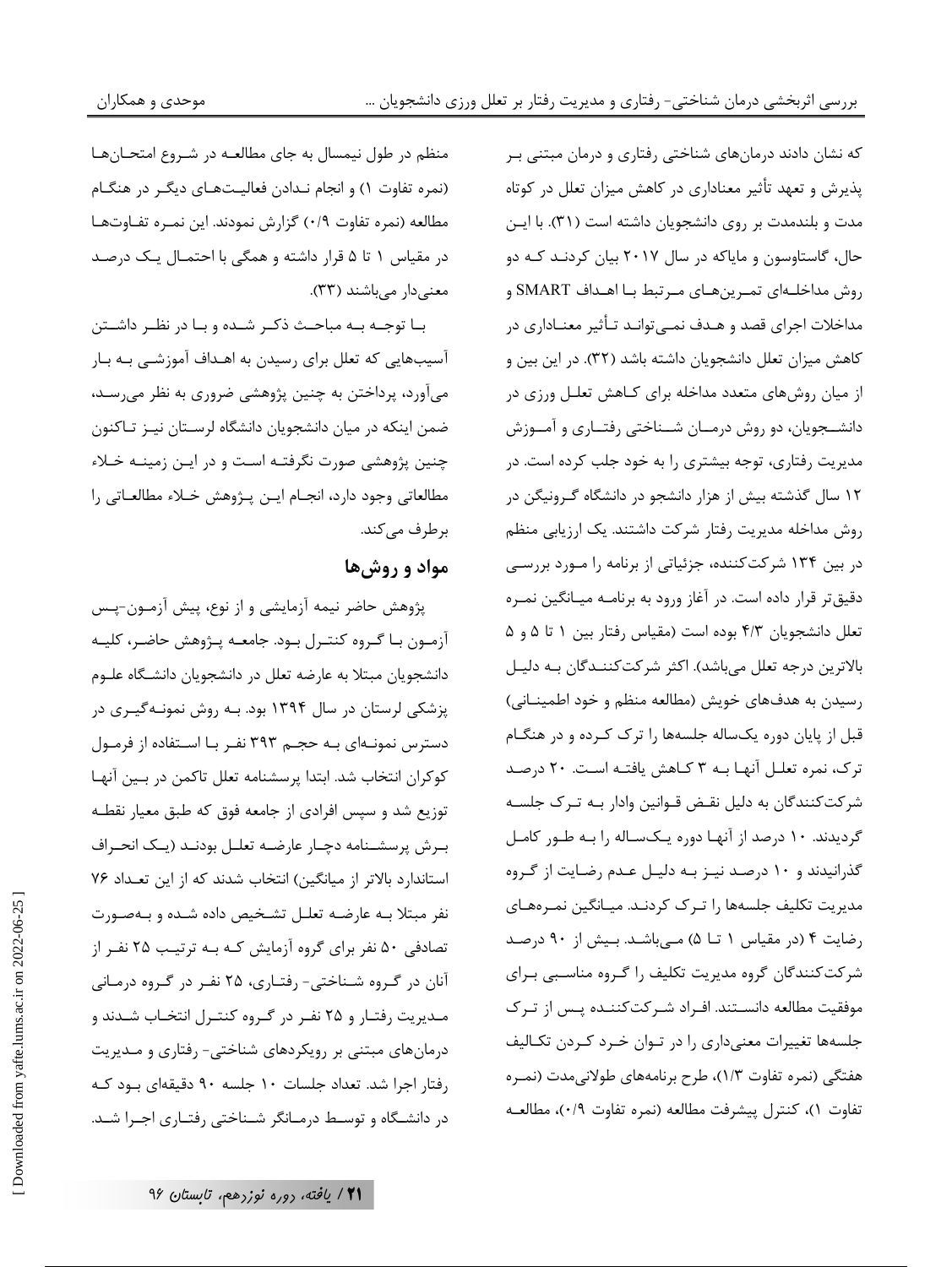که نشان دادند درمان‌های شناختی رفتاری و درمان مبتنی بر پذیرش و تعهد تأثیر معناداری در کاهش میزان تعلل در کوتاه مدت و بلندمدت بر روی دانشجویان داشته است (۳۱). با این حال، گاستاوسون و ماپاکه در سال ۲۰۱۷ بیان کردند که دو روش مداخله‌ای تمرین‌های مرتبط با اهداف SMART و مداخلات اجرای قصد و هدف نمی‌تواند تأثیر معناداری در کاهش میزان تعلل دانشجویان داشته باشد (۳۲). در این بین و از میان روش‌های متعدد مداخله برای کاهش تعلل ورزی در دانشجویان، دو روش درمان شناختی رفتاری و آموزش مدیریت رفتاری، توجه بیشتری را به خود جلب کرده است. در ۱۲ سال گذشته بیش از هزار دانشجو در دانشگاه گرونیگن در روش مداخله مدیریت رفتار شرکت داشتند. یک ارزیابی منظم در بین ۱۳۴ شرکت‌کننده، جزئیاتی از برنامه را مورد بررسی دقیق‌تر قرار داده است. در آغاز ورود به برنامه میانگین نمره تعلل دانشجویان ۴/۳ بوده است (مقیاس رفتار بین ۱ تا ۵ و ۵ بالاترین درجه تعلل می‌باشد). اکثر شرکت‌کنندگان به دلیل رسیدن به هدف‌های خویش (مطالعه منظم و خود اطمینانی) قبل از پایان دوره یکساله جلسه‌ها را ترک کرده و در هنگام ترک، نمره تعلل آنها به ۳ کاهش یافته است. ۲۰ درصد شرکت‌کنندگان به دلیل نقض قوانین وادار به ترک جلسه گردیدند. ۱۰ درصد از آنها دوره یکساله را به طور کامل گذرانیدند و ۱۰ درصد نیز به دلیل عدم رضایت از گروه مدیریت تکلیف جلسه‌ها را ترک کردند. میانگین نمره‌های رضایت ۴ (در مقیاس ۱ تا ۵) می‌باشد. بیش از ۹۰ درصد شرکت‌کنندگان گروه مدیریت تکلیف را گروه مناسبی برای موفقیت مطالعه دانستند. افراد شرکت‌کننده پس از ترک جلسه‌ها تغییرات معنی‌داری را در توان خرد کردن تکالیف هفتگی (نمره تفاوت ۱/۳)، طرح برنامه‌های طولانی‌مدت (نمره تفاوت ۱)، کنترل پیشرفت مطالعه (نمره تفاوت ۰/۹)، مطالعه منظم در طول نیمسال به جای مطالعه در شروع امتحان‌ها (نمره تفاوت ۱) و انجام ندادن فعالیت‌های دیگر در هنگام مطالعه (نمره تفاوت ۰/۹) گزارش نمودند. این نمره تفاوت‌ها در مقیاس ۱ تا ۵ قرار داشته و همگی با احتمال یک درصد معنی‌دار می‌باشند (۳۳).

با توجه به مباحث ذکر شده و با در نظر داشتن آسیب‌هایی که تعلل برای رسیدن به اهداف آموزشی به بار می‌آورد، پرداختن به چنین پژوهشی ضروری به نظر می‌رسد، ضمن اینکه در میان دانشجویان دانشگاه لرستان نیز تاکنون چنین پژوهشی صورت نگرفته است و در این زمینه خلاء مطالعاتی وجود دارد، انجام این پژوهش خلاء مطالعاتی را برطرف می‌کند.

## مواد و روش‌ها

پژوهش حاضر نیمه آزمایشی و از نوع، پیش آزمون-پس آزمون با گروه کنترل بود. جامعه پژوهش حاضر، کلیه دانشجویان مبتلا به عارضه تعلل در دانشجویان دانشگاه علوم پزشکی لرستان در سال ۱۳۹۴ بود. به روش نمونه‌گیری در دسترس نمونه‌ای به حجم ۳۹۳ نفر با استفاده از فرمول کوکران انتخاب شد. ابتدا پرسشنامه تعلل تاکمن در بین آنها توزیع شد و سپس افرادی از جامعه فوق که طبق معیار نقطه برش پرسشنامه دچار عارضه تعلل بودند (یک انحراف استاندارد بالاتر از میانگین) انتخاب شدند که از این تعداد ۷۶ نفر مبتلا به عارضه تعلل تشخیص داده شده و به‌صورت تصادفی ۵۰ نفر برای گروه آزمایش که به ترتیب ۲۵ نفر از آنان در گروه شناختی- رفتاری، ۲۵ نفر در گروه درمانی مدیریت رفتار و ۲۵ نفر در گروه کنترل انتخاب شدند و درمان‌های مبتنی بر رویکردهای شناختی- رفتاری و مدیریت رفتار اجرا شد. تعداد جلسات ۱۰ جلسه ۹۰ دقیقه‌ای بود که در دانشگاه و توسط درمانگر شناختی رفتاری اجرا شد.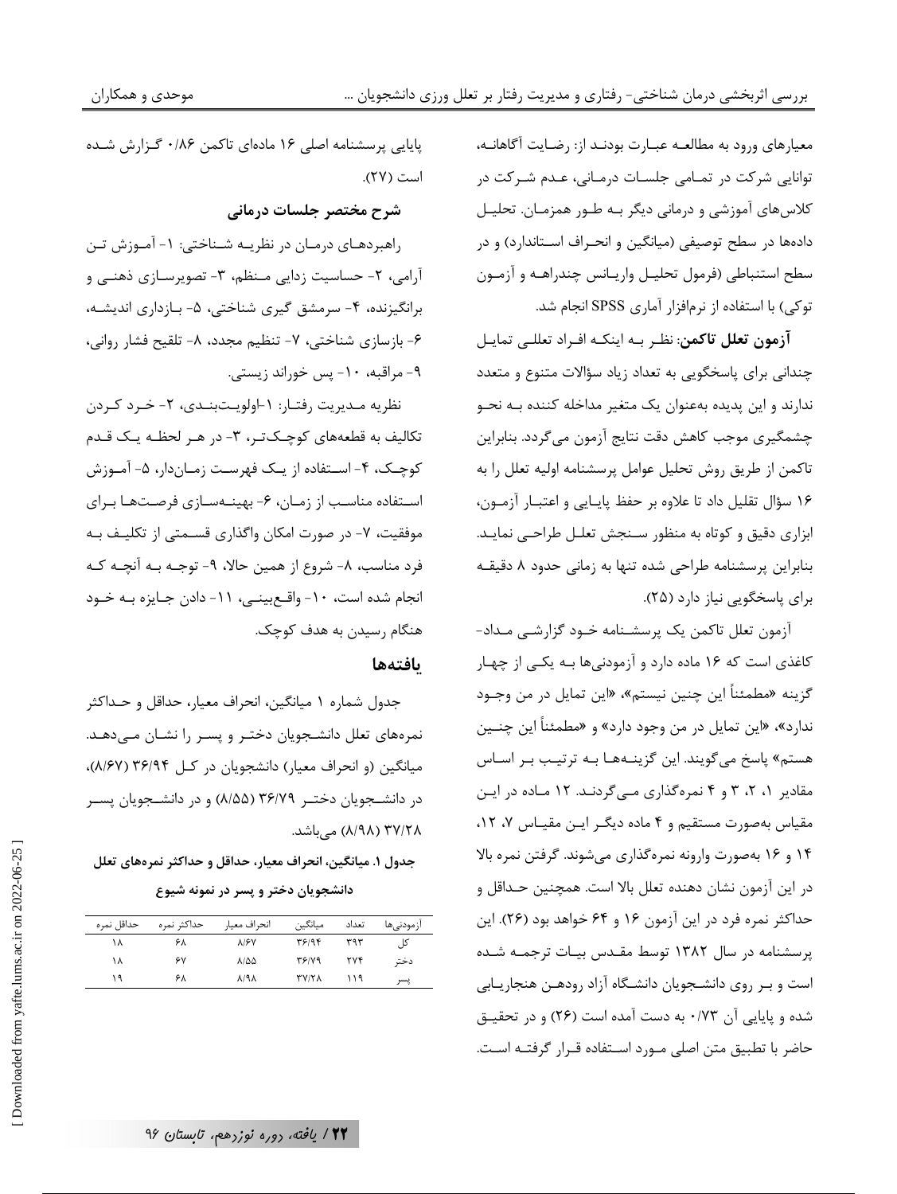معیارهای ورود به مطالعه عبارت بودند از: رضایت آگاهانه، توانایی شرکت در تمامی جلسات درمانی، عدم شرکت در کلاس‌های آموزشی و درمانی دیگر به طور همزمان. تحلیل داده‌ها در سطح توصیفی (میانگین و انحراف استاندارد) و در سطح استنباطی (فرمول تحلیل واریانس چندراهه و آزمون توکی) با استفاده از نرم‌افزار آماری SPSS انجام شد.

**آزمون تعلل تاکمن**: نظر به اینکه افراد تعللی تمایل چندانی برای پاسخگویی به تعداد زیاد سؤالات متنوع و متعدد ندارند و این پدیده به‌عنوان یک متغیر مداخله کننده به نحو چشمگیری موجب کاهش دقت نتایج آزمون می‌گردد. بنابراین تاکمن از طریق روش تحلیل عوامل پرسشنامه اولیه تعلل را به ۱۶ سؤال تقلیل داد تا علاوه بر حفظ پایایی و اعتبار آزمون، ابزاری دقیق و کوتاه به منظور سنجش تعلل طراحی نماید. بنابراین پرسشنامه طراحی شده تنها به زمانی حدود ۸ دقیقه برای پاسخگویی نیاز دارد (۲۵).

آزمون تعلل تاکمن یک پرسشنامه خود گزارشی مداد-کاغذی است که ۱۶ ماده دارد و آزمودنی‌ها به یکی از چهار گزینه «مطمئناً این چنین نیستم»، «این تمایل در من وجود ندارد»، «این تمایل در من وجود دارد» و «مطمئناً این چنین هستم» پاسخ می‌گویند. این گزینه‌ها به ترتیب بر اساس مقادیر ۱، ۲، ۳ و ۴ نمره‌گذاری می‌گردند. ۱۲ ماده در این مقیاس به‌صورت مستقیم و ۴ ماده دیگر این مقیاس ۷، ۱۲، ۱۴ و ۱۶ به‌صورت وارونه نمره‌گذاری می‌شوند. گرفتن نمره بالا در این آزمون نشان دهنده تعلل بالا است. همچنین حداقل و حداکثر نمره فرد در این آزمون ۱۶ و ۶۴ خواهد بود (۲۶). این پرسشنامه در سال ۱۳۸۲ توسط مقدس بیات ترجمه شده است و بر روی دانشجویان دانشگاه آزاد رودهن هنجاریابی شده و پایایی آن ۰/۷۳ به دست آمده است (۲۶) و در تحقیق حاضر با تطبیق متن اصلی مورد استفاده قرار گرفته است.

پایایی پرسشنامه اصلی ۱۶ ماده‌ای تاکمن ۰/۸۶ گزارش شده است (۲۷).

### شرح مختصر جلسات درمانی

راهبردهای درمان در نظریه شناختی: ۱- آموزش تن آرامی، ۲- حساسیت زدایی منظم، ۳- تصویرسازی ذهنی و برانگیزنده، ۴- سرمشق گیری شناختی، ۵- بازداری اندیشه، ۶- بازسازی شناختی، ۷- تنظیم مجدد، ۸- تلقیح فشار روانی، ۹- مراقبه، ۱۰- پس خوراند زیستی.

نظریه مدیریت رفتار: ۱-اولویت‌بندی، ۲- خرد کردن تکالیف به قطعه‌های کوچک‌تر، ۳- در هر لحظه یک قدم کوچک، ۴- استفاده از یک فهرست زمان‌دار، ۵- آموزش استفاده مناسب از زمان، ۶- بهینه‌سازی فرصت‌ها برای موفقیت، ۷- در صورت امکان واگذاری قسمتی از تکلیف به فرد مناسب، ۸- شروع از همین حالا، ۹- توجه به آنچه که انجام شده است، ۱۰- واقع‌بینی، ۱۱- دادن جایزه به خود هنگام رسیدن به هدف کوچک.

## یافته‌ها

جدول شماره ۱ میانگین، انحراف معیار، حداقل و حداکثر نمره‌های تعلل دانشجویان دختر و پسر را نشان می‌دهد. میانگین (و انحراف معیار) دانشجویان در کل ۳۶/۹۴ (۸/۶۷)، در دانشجویان دختر ۳۶/۷۹ (۸/۵۵) و در دانشجویان پسر ۳۷/۲۸ (۸/۹۸) می‌باشد.

**جدول ۱. میانگین، انحراف معیار، حداقل و حداکثر نمره‌های تعلل دانشجویان دختر و پسر در نمونه شیوع**

| آزمودنی‌ها | تعداد | میانگین | انحراف معیار | حداکثر نمره | حداقل نمره |
|---|---|---|---|---|---|
| کل | ۳۹۳ | ۳۶/۹۴ | ۸/۶۷ | ۶۸ | ۱۸ |
| دختر | ۲۷۴ | ۳۶/۷۹ | ۸/۵۵ | ۶۷ | ۱۸ |
| پسر | ۱۱۹ | ۳۷/۲۸ | ۸/۹۸ | ۶۸ | ۱۹ |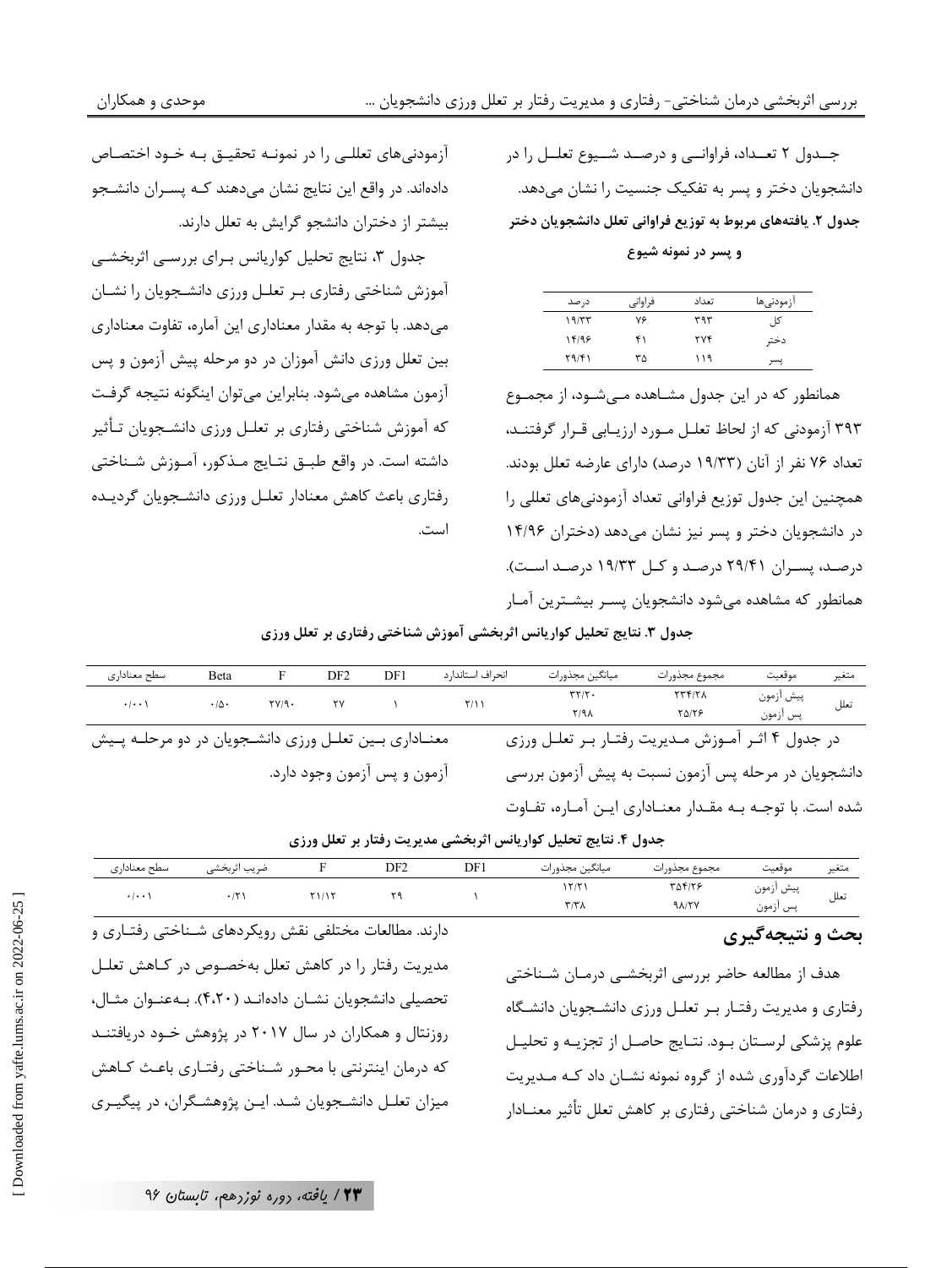جــدول ۲ تعــداد، فراوانــی و درصــد شــیوع تعلــل را در دانشجویان دختر و پسر به تفکیک جنسیت را نشان می‌دهد.

**جدول ۲. یافته‌های مربوط به توزیع فراوانی تعلل دانشجویان دختر و پسر در نمونه شیوع**

| آزمودنی‌ها | تعداد | فراوانی | درصد |
|---|---|---|---|
| کل | ۳۹۳ | ۷۶ | ۱۹/۳۳ |
| دختر | ۲۷۴ | ۴۱ | ۱۴/۹۶ |
| پسر | ۱۱۹ | ۳۵ | ۲۹/۴۱ |

همانطور که در این جدول مشـاهده مـی‌شـود، از مجمـوع ۳۹۳ آزمودنی که از لحاظ تعلـل مـورد ارزیـابی قـرار گرفتنـد، تعداد ۷۶ نفر از آنان (۱۹/۳۳ درصد) دارای عارضه تعلل بودند. همچنین این جدول توزیع فراوانی تعداد آزمودنی‌های تعللی را در دانشجویان دختر و پسر نیز نشان می‌دهد (دختران ۱۴/۹۶ درصـد، پسـران ۲۹/۴۱ درصـد و کـل ۱۹/۳۳ درصـد اسـت). همانطور که مشاهده می‌شود دانشجویان پسـر بیشـترین آمـار آزمودنی‌های تعللی را در نمونـه تحقیـق بـه خـود اختصـاص داده‌اند. در واقع این نتایج نشان می‌دهند کـه پسـران دانشـجو بیشتر از دختران دانشجو گرایش به تعلل دارند.

جدول ۳، نتایج تحلیل کواریانس بـرای بررسـی اثربخشـی آموزش شناختی رفتاری بـر تعلـل ورزی دانشـجویان را نشـان می‌دهد. با توجه به مقدار معناداری این آماره، تفاوت معناداری بین تعلل ورزی دانش آموزان در دو مرحله پیش آزمون و پس آزمون مشاهده می‌شود. بنابراین می‌توان اینگونه نتیجه گرفـت که آموزش شناختی رفتاری بر تعلـل ورزی دانشـجویان تـأثیر داشته است. در واقع طبـق نتـایج مـذکور، آمـوزش شـناختی رفتاری باعث کاهش معنادار تعلـل ورزی دانشـجویان گردیـده است.

**جدول ۳. نتایج تحلیل کواریانس اثربخشی آموزش شناختی رفتاری بر تعلل ورزی**

| متغیر | موقعیت | مجموع مجذورات | میانگین مجذورات | انحراف استاندارد | DF1 | DF2 | F | Beta | سطح معناداری |
|---|---|---|---|---|---|---|---|---|---|
| تعلل | پیش آزمون | ۲۳۴/۲۸ | ۳۲/۲۰ | ۲/۱۱ | ۱ | ۲۷ | ۲۷/۹۰ | ۰/۵۰ | ۰/۰۰۱ |
| | پس آزمون | ۲۵/۲۶ | ۲/۹۸ | | | | | | |

در جدول ۴ اثـر آمـوزش مـدیریت رفتـار بـر تعلـل ورزی دانشجویان در مرحله پس آزمون نسبت به پیش آزمون بررسی شده است. با توجـه بـه مقـدار معنـاداری ایـن آمـاره، تفـاوت معنـاداری بـین تعلـل ورزی دانشـجویان در دو مرحلـه پـیش آزمون و پس آزمون وجود دارد.

**جدول ۴. نتایج تحلیل کواریانس اثربخشی مدیریت رفتار بر تعلل ورزی**

| متغیر | موقعیت | مجموع مجذورات | میانگین مجذورات | DF1 | DF2 | F | ضریب اثربخشی | سطح معناداری |
|---|---|---|---|---|---|---|---|---|
| تعلل | پیش آزمون | ۳۵۴/۲۶ | ۱۲/۲۱ | ۱ | ۲۹ | ۲۱/۱۲ | ۰/۲۱ | ۰/۰۰۱ |
| | پس آزمون | ۹۸/۲۷ | ۳/۳۸ | | | | | |

## بحث و نتیجه‌گیری

هدف از مطالعه حاضر بررسی اثربخشـی درمـان شـناختی رفتاری و مدیریت رفتـار بـر تعلـل ورزی دانشـجویان دانشـگاه علوم پزشکی لرسـتان بـود. نتـایج حاصـل از تجزیـه و تحلیـل اطلاعات گردآوری شده از گروه نمونه نشـان داد کـه مـدیریت رفتاری و درمان شناختی رفتاری بر کاهش تعلل تأثیر معنـادار دارند. مطالعات مختلفی نقش رویکردهای شـناختی رفتـاری و مدیریت رفتار را در کاهش تعلل به‌خصـوص در کـاهش تعلـل تحصیلی دانشـجویان نشـان داده‌انـد (۴،۲۰). بـه‌عنـوان مثـال، روزنتال و همکاران در سال ۲۰۱۷ در پژوهش خـود دریافتنـد که درمان اینترنتی با محـور شـناختی رفتـاری باعـث کـاهش میزان تعلـل دانشـجویان شـد. ایـن پژوهشـگران، در پیگیـری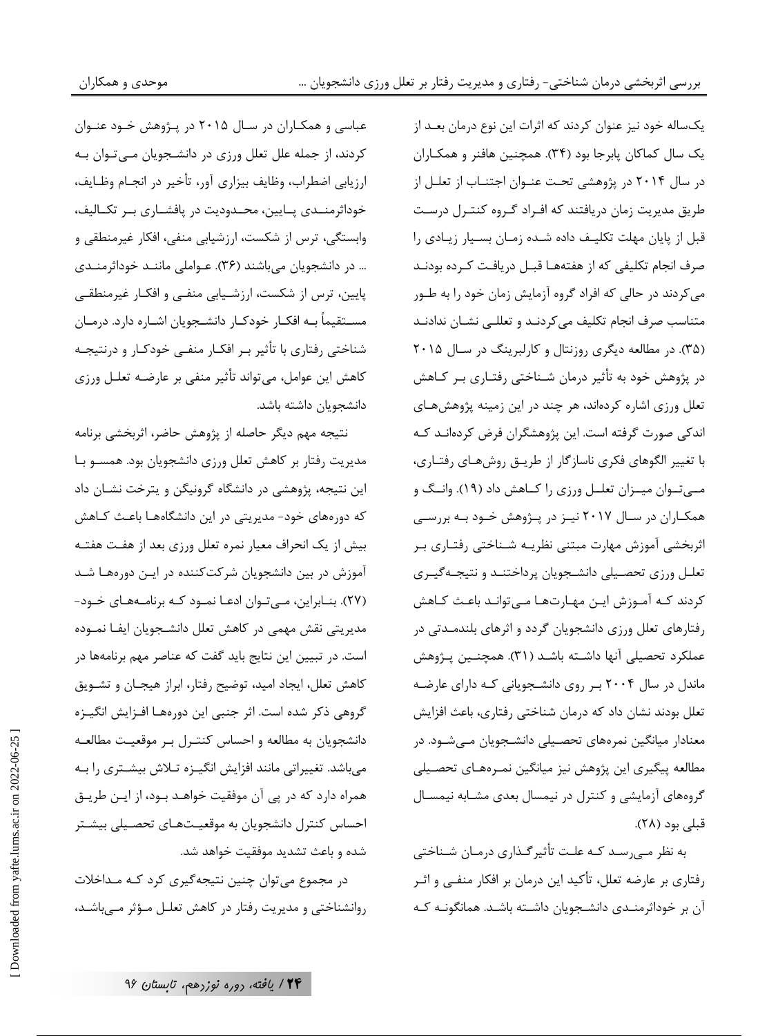یک‌ساله خود نیز عنوان کردند که اثرات این نوع درمان بعد از یک سال کماکان پابرجا بود (۳۴). همچنین هافنر و همکاران در سال ۲۰۱۴ در پژوهشی تحت عنوان اجتناب از تعلل از طریق مدیریت زمان دریافتند که افراد گروه کنترل درست قبل از پایان مهلت تکلیف داده شده زمان بسیار زیادی را صرف انجام تکلیفی که از هفته‌ها قبل دریافت کرده بودند می‌کردند در حالی که افراد گروه آزمایش زمان خود را به طور متناسب صرف انجام تکلیف می‌کردند و تعللی نشان ندادند (۳۵). در مطالعه دیگری روزنتال و کارلبرینگ در سال ۲۰۱۵ در پژوهش خود به تأثیر درمان شناختی رفتاری بر کاهش تعلل ورزی اشاره کرده‌اند، هر چند در این زمینه پژوهش‌های اندکی صورت گرفته است. این پژوهشگران فرض کرده‌اند که با تغییر الگوهای فکری ناسازگار از طریق روش‌های رفتاری، می‌توان میزان تعلل ورزی را کاهش داد (۱۹). وانگ و همکاران در سال ۲۰۱۷ نیز در پژوهش خود به بررسی اثربخشی آموزش مهارت مبتنی نظریه شناختی رفتاری بر تعلل ورزی تحصیلی دانشجویان پرداختند و نتیجه‌گیری کردند که آموزش این مهارت‌ها می‌تواند باعث کاهش رفتارهای تعلل ورزی دانشجویان گردد و اثرهای بلندمدتی در عملکرد تحصیلی آنها داشته باشد (۳۱). همچنین پژوهش ماندل در سال ۲۰۰۴ بر روی دانشجویانی که دارای عارضه تعلل بودند نشان داد که درمان شناختی رفتاری، باعث افزایش معنادار میانگین نمره‌های تحصیلی دانشجویان می‌شود. در مطالعه پیگیری این پژوهش نیز میانگین نمره‌های تحصیلی گروه‌های آزمایشی و کنترل در نیمسال بعدی مشابه نیمسال قبلی بود (۲۸).

به نظر می‌رسد که علت تأثیرگذاری درمان شناختی رفتاری بر عارضه تعلل، تأکید این درمان بر افکار منفی و اثر آن بر خوداثرمندی دانشجویان داشته باشد. همانگونه که عباسی و همکاران در سال ۲۰۱۵ در پژوهش خود عنوان کردند، از جمله علل تعلل ورزی در دانشجویان می‌توان به ارزیابی اضطراب، وظایف بیزاری آور، تأخیر در انجام وظایف، خوداثرمندی پایین، محدودیت در پافشاری بر تکالیف، وابستگی، ترس از شکست، ارزشیابی منفی، افکار غیرمنطقی و ... در دانشجویان می‌باشند (۳۶). عواملی مانند خوداثرمندی پایین، ترس از شکست، ارزشیابی منفی و افکار غیرمنطقی مستقیماً به افکار خودکار دانشجویان اشاره دارد. درمان شناختی رفتاری با تأثیر بر افکار منفی خودکار و درنتیجه کاهش این عوامل، می‌تواند تأثیر منفی بر عارضه تعلل ورزی دانشجویان داشته باشد.

نتیجه مهم دیگر حاصله از پژوهش حاضر، اثربخشی برنامه مدیریت رفتار بر کاهش تعلل ورزی دانشجویان بود. همسو با این نتیجه، پژوهشی در دانشگاه گرونیگن و یترخت نشان داد که دوره‌های خود- مدیریتی در این دانشگاه‌ها باعث کاهش بیش از یک انحراف معیار نمره تعلل ورزی بعد از هفت هفته آموزش در بین دانشجویان شرکت‌کننده در این دوره‌ها شد (۲۷). بنابراین، می‌توان ادعا نمود که برنامه‌های خود- مدیریتی نقش مهمی در کاهش تعلل دانشجویان ایفا نموده است. در تبیین این نتایج باید گفت که عناصر مهم برنامه‌ها در کاهش تعلل، ایجاد امید، توضیح رفتار، ابراز هیجان و تشویق گروهی ذکر شده است. اثر جنبی این دوره‌ها افزایش انگیزه دانشجویان به مطالعه و احساس کنترل بر موقعیت مطالعه می‌باشد. تغییراتی مانند افزایش انگیزه تلاش بیشتری را به همراه دارد که در پی آن موفقیت خواهد بود، از این طریق احساس کنترل دانشجویان به موقعیت‌های تحصیلی بیشتر شده و باعث تشدید موفقیت خواهد شد.

در مجموع می‌توان چنین نتیجه‌گیری کرد که مداخلات روانشناختی و مدیریت رفتار در کاهش تعلل مؤثر می‌باشد،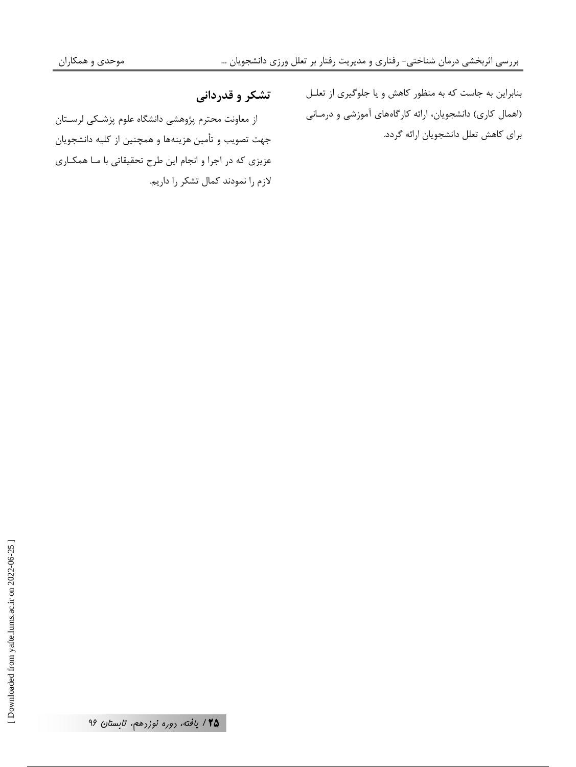بنابراین به جاست که به منظور کاهش و یا جلوگیری از تعلـل (اهمال کاری) دانشجویان، ارائه کارگاه‌های آموزشی و درمـانی برای کاهش تعلل دانشجویان ارائه گردد.

## تشکر و قدردانی

از معاونت محترم پژوهشی دانشگاه علوم پزشـکی لرسـتان جهت تصویب و تأمین هزینه‌ها و همچنین از کلیه دانشجویان عزیزی که در اجرا و انجام این طرح تحقیقاتی با مـا همکـاری لازم را نمودند کمال تشکر را داریم.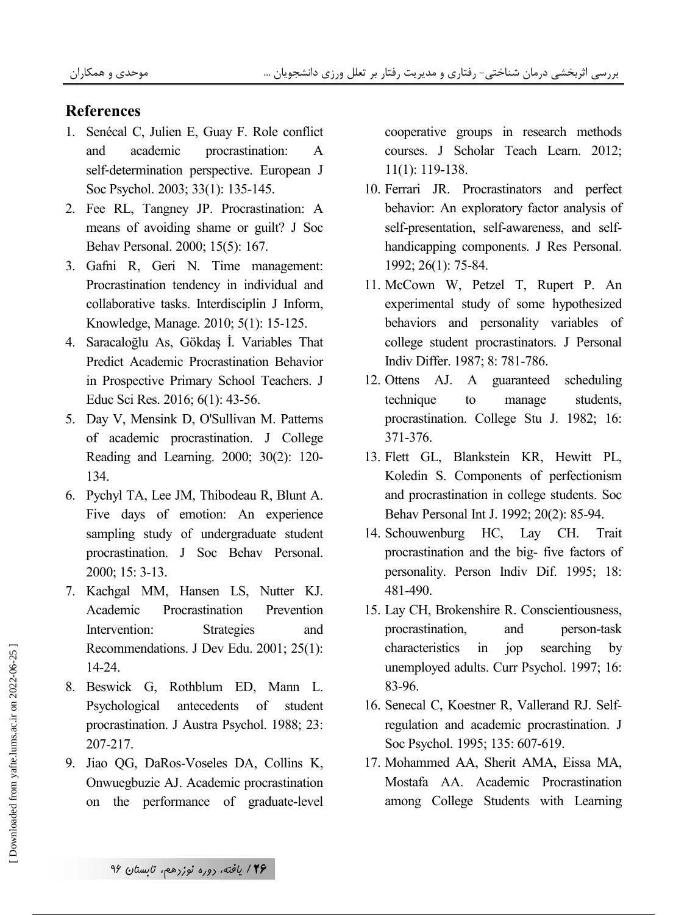## References

1. Senécal C, Julien E, Guay F. Role conflict and academic procrastination: A self-determination perspective. European J Soc Psychol. 2003; 33(1): 135-145.
2. Fee RL, Tangney JP. Procrastination: A means of avoiding shame or guilt? J Soc Behav Personal. 2000; 15(5): 167.
3. Gafni R, Geri N. Time management: Procrastination tendency in individual and collaborative tasks. Interdisciplin J Inform, Knowledge, Manage. 2010; 5(1): 15-125.
4. Saracaloğlu As, Gökdaş İ. Variables That Predict Academic Procrastination Behavior in Prospective Primary School Teachers. J Educ Sci Res. 2016; 6(1): 43-56.
5. Day V, Mensink D, O'Sullivan M. Patterns of academic procrastination. J College Reading and Learning. 2000; 30(2): 120-134.
6. Pychyl TA, Lee JM, Thibodeau R, Blunt A. Five days of emotion: An experience sampling study of undergraduate student procrastination. J Soc Behav Personal. 2000; 15: 3-13.
7. Kachgal MM, Hansen LS, Nutter KJ. Academic Procrastination Prevention Intervention: Strategies and Recommendations. J Dev Edu. 2001; 25(1): 14-24.
8. Beswick G, Rothblum ED, Mann L. Psychological antecedents of student procrastination. J Austra Psychol. 1988; 23: 207-217.
9. Jiao QG, DaRos-Voseles DA, Collins K, Onwuegbuzie AJ. Academic procrastination on the performance of graduate-level cooperative groups in research methods courses. J Scholar Teach Learn. 2012; 11(1): 119-138.
10. Ferrari JR. Procrastinators and perfect behavior: An exploratory factor analysis of self-presentation, self-awareness, and self-handicapping components. J Res Personal. 1992; 26(1): 75-84.
11. McCown W, Petzel T, Rupert P. An experimental study of some hypothesized behaviors and personality variables of college student procrastinators. J Personal Indiv Differ. 1987; 8: 781-786.
12. Ottens AJ. A guaranteed scheduling technique to manage students, procrastination. College Stu J. 1982; 16: 371-376.
13. Flett GL, Blankstein KR, Hewitt PL, Koledin S. Components of perfectionism and procrastination in college students. Soc Behav Personal Int J. 1992; 20(2): 85-94.
14. Schouwenburg HC, Lay CH. Trait procrastination and the big- five factors of personality. Person Indiv Dif. 1995; 18: 481-490.
15. Lay CH, Brokenshire R. Conscientiousness, procrastination, and person-task characteristics in jop searching by unemployed adults. Curr Psychol. 1997; 16: 83-96.
16. Senecal C, Koestner R, Vallerand RJ. Self-regulation and academic procrastination. J Soc Psychol. 1995; 135: 607-619.
17. Mohammed AA, Sherit AMA, Eissa MA, Mostafa AA. Academic Procrastination among College Students with Learning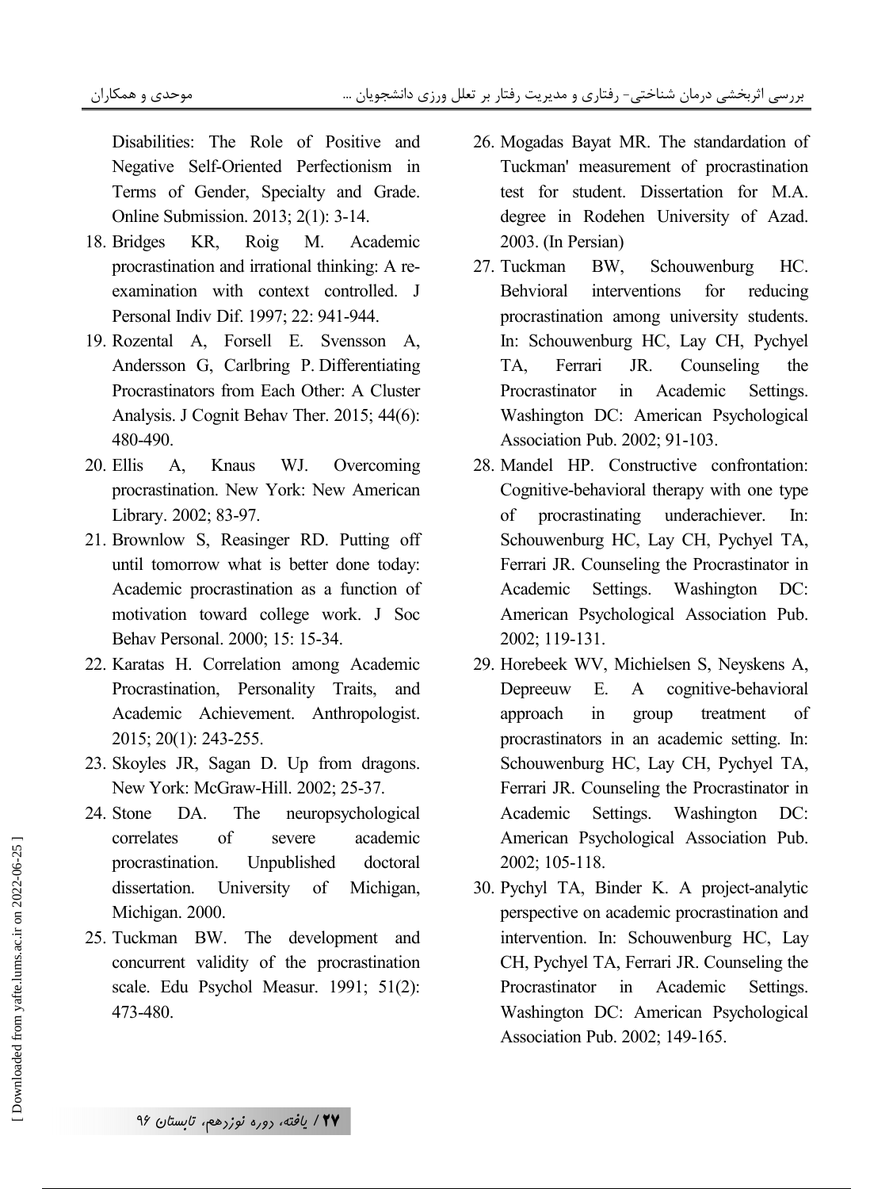Disabilities: The Role of Positive and Negative Self-Oriented Perfectionism in Terms of Gender, Specialty and Grade. Online Submission. 2013; 2(1): 3-14.

18. Bridges KR, Roig M. Academic procrastination and irrational thinking: A re-examination with context controlled. J Personal Indiv Dif. 1997; 22: 941-944.
19. Rozental A, Forsell E. Svensson A, Andersson G, Carlbring P. Differentiating Procrastinators from Each Other: A Cluster Analysis. J Cognit Behav Ther. 2015; 44(6): 480-490.
20. Ellis A, Knaus WJ. Overcoming procrastination. New York: New American Library. 2002; 83-97.
21. Brownlow S, Reasinger RD. Putting off until tomorrow what is better done today: Academic procrastination as a function of motivation toward college work. J Soc Behav Personal. 2000; 15: 15-34.
22. Karatas H. Correlation among Academic Procrastination, Personality Traits, and Academic Achievement. Anthropologist. 2015; 20(1): 243-255.
23. Skoyles JR, Sagan D. Up from dragons. New York: McGraw-Hill. 2002; 25-37.
24. Stone DA. The neuropsychological correlates of severe academic procrastination. Unpublished doctoral dissertation. University of Michigan, Michigan. 2000.
25. Tuckman BW. The development and concurrent validity of the procrastination scale. Edu Psychol Measur. 1991; 51(2): 473-480.
26. Mogadas Bayat MR. The standardation of Tuckman' measurement of procrastination test for student. Dissertation for M.A. degree in Rodehen University of Azad. 2003. (In Persian)
27. Tuckman BW, Schouwenburg HC. Behvioral interventions for reducing procrastination among university students. In: Schouwenburg HC, Lay CH, Pychyel TA, Ferrari JR. Counseling the Procrastinator in Academic Settings. Washington DC: American Psychological Association Pub. 2002; 91-103.
28. Mandel HP. Constructive confrontation: Cognitive-behavioral therapy with one type of procrastinating underachiever. In: Schouwenburg HC, Lay CH, Pychyel TA, Ferrari JR. Counseling the Procrastinator in Academic Settings. Washington DC: American Psychological Association Pub. 2002; 119-131.
29. Horebeek WV, Michielsen S, Neyskens A, Depreeuw E. A cognitive-behavioral approach in group treatment of procrastinators in an academic setting. In: Schouwenburg HC, Lay CH, Pychyel TA, Ferrari JR. Counseling the Procrastinator in Academic Settings. Washington DC: American Psychological Association Pub. 2002; 105-118.
30. Pychyl TA, Binder K. A project-analytic perspective on academic procrastination and intervention. In: Schouwenburg HC, Lay CH, Pychyel TA, Ferrari JR. Counseling the Procrastinator in Academic Settings. Washington DC: American Psychological Association Pub. 2002; 149-165.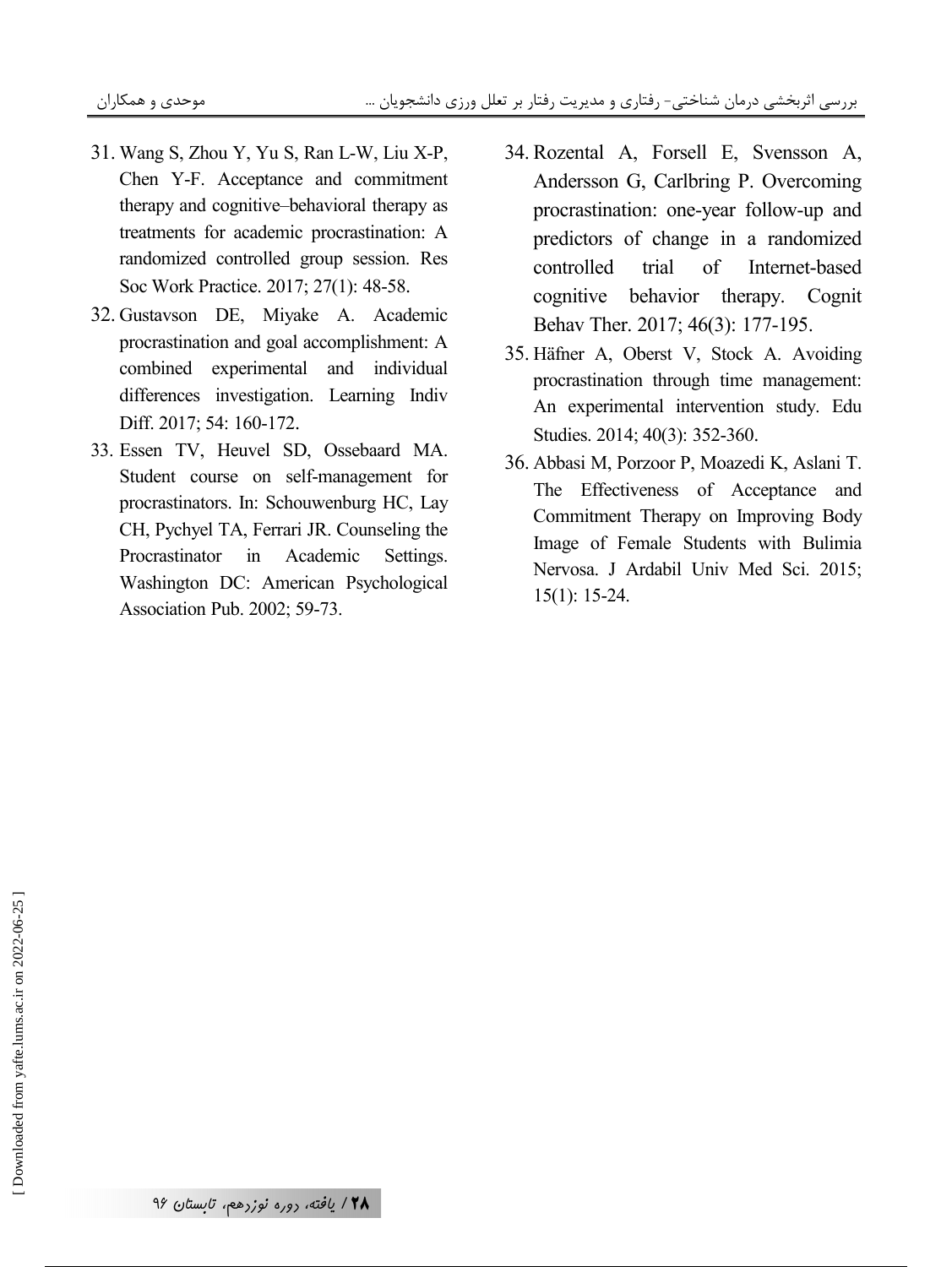31. Wang S, Zhou Y, Yu S, Ran L-W, Liu X-P, Chen Y-F. Acceptance and commitment therapy and cognitive–behavioral therapy as treatments for academic procrastination: A randomized controlled group session. Res Soc Work Practice. 2017; 27(1): 48-58.
32. Gustavson DE, Miyake A. Academic procrastination and goal accomplishment: A combined experimental and individual differences investigation. Learning Indiv Diff. 2017; 54: 160-172.
33. Essen TV, Heuvel SD, Ossebaard MA. Student course on self-management for procrastinators. In: Schouwenburg HC, Lay CH, Pychyel TA, Ferrari JR. Counseling the Procrastinator in Academic Settings. Washington DC: American Psychological Association Pub. 2002; 59-73.
34. Rozental A, Forsell E, Svensson A, Andersson G, Carlbring P. Overcoming procrastination: one-year follow-up and predictors of change in a randomized controlled trial of Internet-based cognitive behavior therapy. Cognit Behav Ther. 2017; 46(3): 177-195.
35. Häfner A, Oberst V, Stock A. Avoiding procrastination through time management: An experimental intervention study. Edu Studies. 2014; 40(3): 352-360.
36. Abbasi M, Porzoor P, Moazedi K, Aslani T. The Effectiveness of Acceptance and Commitment Therapy on Improving Body Image of Female Students with Bulimia Nervosa. J Ardabil Univ Med Sci. 2015; 15(1): 15-24.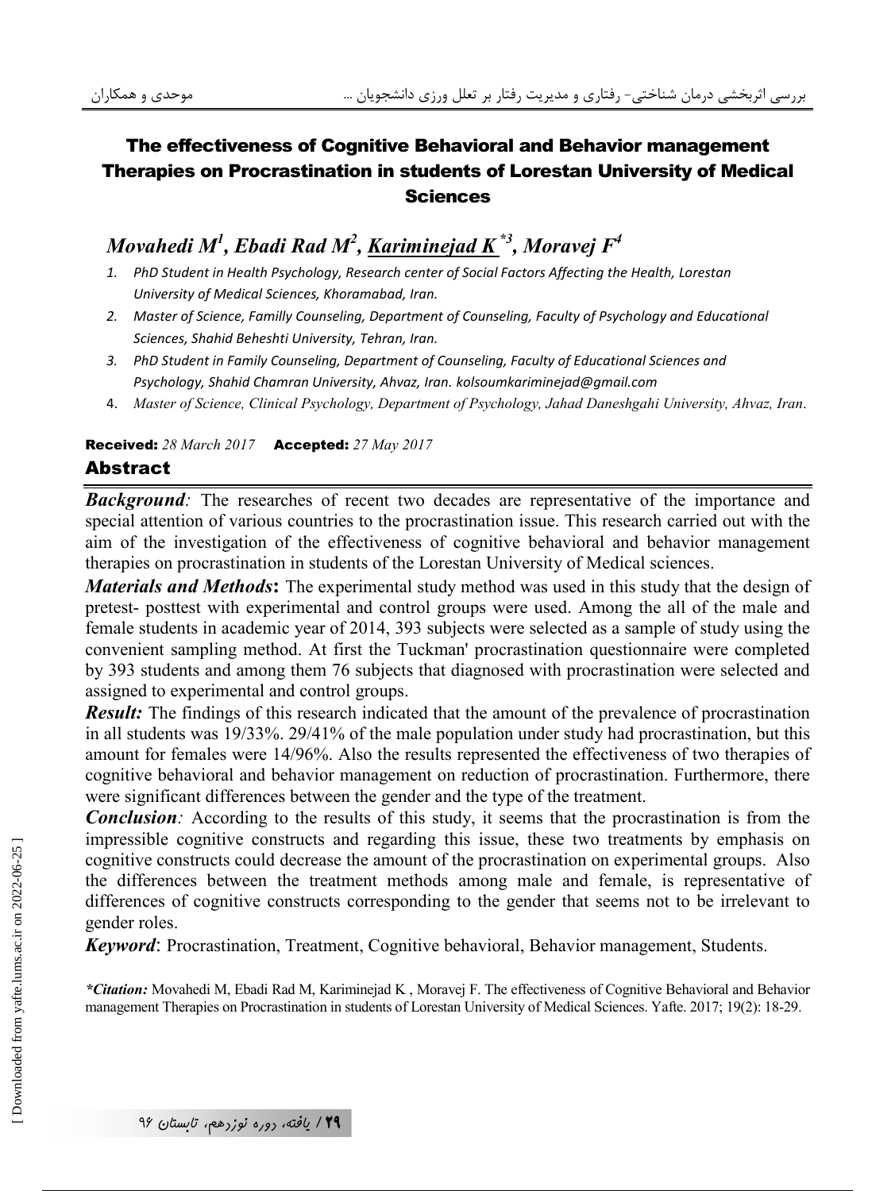# The effectiveness of Cognitive Behavioral and Behavior management Therapies on Procrastination in students of Lorestan University of Medical Sciences

***Movahedi M[1], Ebadi Rad M[2], Kariminejad K*[3], Moravej F[4]***

1. *PhD Student in Health Psychology, Research center of Social Factors Affecting the Health, Lorestan University of Medical Sciences, Khoramabad, Iran.*
2. *Master of Science, Familly Counseling, Department of Counseling, Faculty of Psychology and Educational Sciences, Shahid Beheshti University, Tehran, Iran.*
3. *PhD Student in Family Counseling, Department of Counseling, Faculty of Educational Sciences and Psychology, Shahid Chamran University, Ahvaz, Iran. kolsoumkariminejad@gmail.com*
4. *Master of Science, Clinical Psychology, Department of Psychology, Jahad Daneshgahi University, Ahvaz, Iran.*

**Received:** *28 March 2017* **Accepted:** *27 May 2017*

## Abstract

***Background:*** The researches of recent two decades are representative of the importance and special attention of various countries to the procrastination issue. This research carried out with the aim of the investigation of the effectiveness of cognitive behavioral and behavior management therapies on procrastination in students of the Lorestan University of Medical sciences.

***Materials and Methods*:** The experimental study method was used in this study that the design of pretest- posttest with experimental and control groups were used. Among the all of the male and female students in academic year of 2014, 393 subjects were selected as a sample of study using the convenient sampling method. At first the Tuckman' procrastination questionnaire were completed by 393 students and among them 76 subjects that diagnosed with procrastination were selected and assigned to experimental and control groups.

***Result:*** The findings of this research indicated that the amount of the prevalence of procrastination in all students was 19/33%. 29/41% of the male population under study had procrastination, but this amount for females were 14/96%. Also the results represented the effectiveness of two therapies of cognitive behavioral and behavior management on reduction of procrastination. Furthermore, there were significant differences between the gender and the type of the treatment.

***Conclusion:*** According to the results of this study, it seems that the procrastination is from the impressible cognitive constructs and regarding this issue, these two treatments by emphasis on cognitive constructs could decrease the amount of the procrastination on experimental groups. Also the differences between the treatment methods among male and female, is representative of differences of cognitive constructs corresponding to the gender that seems not to be irrelevant to gender roles.

***Keyword*:** Procrastination, Treatment, Cognitive behavioral, Behavior management, Students.

***Citation:*** Movahedi M, Ebadi Rad M, Kariminejad K , Moravej F. The effectiveness of Cognitive Behavioral and Behavior management Therapies on Procrastination in students of Lorestan University of Medical Sciences. Yafte. 2017; 19(2): 18-29.